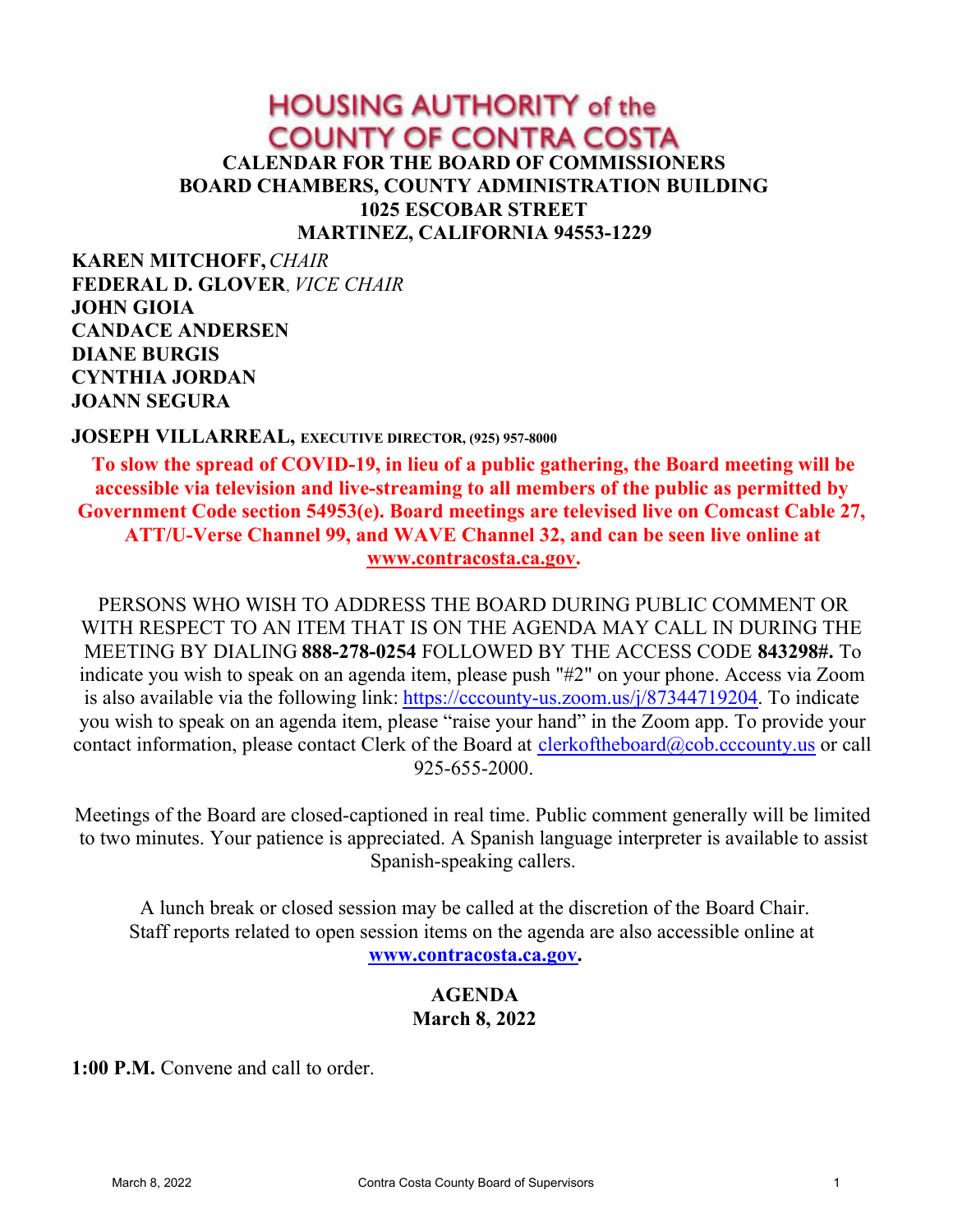# HOUSING AUTHORITY of the COUNTY OF CONTRA COSTA

## CALENDAR FOR THE BOARD OF COMMISSIONERS
## BOARD CHAMBERS, COUNTY ADMINISTRATION BUILDING
## 1025 ESCOBAR STREET
## MARTINEZ, CALIFORNIA 94553-1229

**KAREN MITCHOFF,** *CHAIR*
**FEDERAL D. GLOVER**, *VICE CHAIR*
**JOHN GIOIA**
**CANDACE ANDERSEN**
**DIANE BURGIS**
**CYNTHIA JORDAN**
**JOANN SEGURA**

**JOSEPH VILLARREAL, EXECUTIVE DIRECTOR, (925) 957-8000**

**To slow the spread of COVID-19, in lieu of a public gathering, the Board meeting will be accessible via television and live-streaming to all members of the public as permitted by Government Code section 54953(e). Board meetings are televised live on Comcast Cable 27, ATT/U-Verse Channel 99, and WAVE Channel 32, and can be seen live online at [www.contracosta.ca.gov](www.contracosta.ca.gov).**

PERSONS WHO WISH TO ADDRESS THE BOARD DURING PUBLIC COMMENT OR WITH RESPECT TO AN ITEM THAT IS ON THE AGENDA MAY CALL IN DURING THE MEETING BY DIALING **888-278-0254** FOLLOWED BY THE ACCESS CODE **843298#.** To indicate you wish to speak on an agenda item, please push "#2" on your phone. Access via Zoom is also available via the following link: https://cccounty-us.zoom.us/j/87344719204. To indicate you wish to speak on an agenda item, please "raise your hand" in the Zoom app. To provide your contact information, please contact Clerk of the Board at clerkoftheboard@cob.cccounty.us or call 925-655-2000.

Meetings of the Board are closed-captioned in real time. Public comment generally will be limited to two minutes. Your patience is appreciated. A Spanish language interpreter is available to assist Spanish-speaking callers.

A lunch break or closed session may be called at the discretion of the Board Chair. Staff reports related to open session items on the agenda are also accessible online at **[www.contracosta.ca.gov](www.contracosta.ca.gov).**

## AGENDA
## March 8, 2022

**1:00 P.M.** Convene and call to order.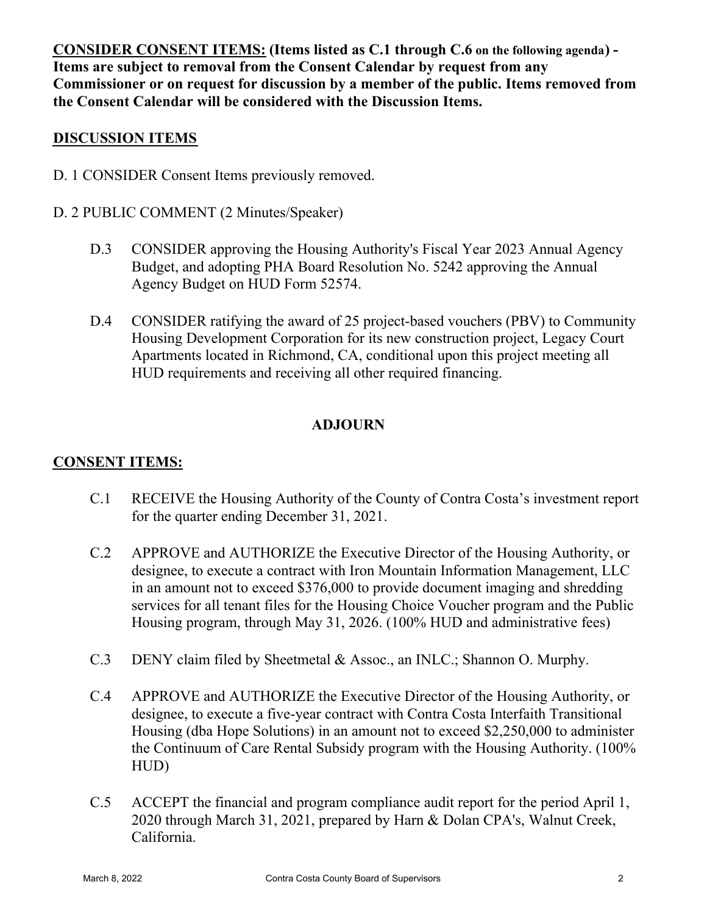**CONSIDER CONSENT ITEMS: (Items listed as C.1 through C.6 on the following agenda) - Items are subject to removal from the Consent Calendar by request from any Commissioner or on request for discussion by a member of the public. Items removed from the Consent Calendar will be considered with the Discussion Items.**

## DISCUSSION ITEMS

D. 1 CONSIDER Consent Items previously removed.

D. 2 PUBLIC COMMENT (2 Minutes/Speaker)

D.3 CONSIDER approving the Housing Authority's Fiscal Year 2023 Annual Agency Budget, and adopting PHA Board Resolution No. 5242 approving the Annual Agency Budget on HUD Form 52574.

D.4 CONSIDER ratifying the award of 25 project-based vouchers (PBV) to Community Housing Development Corporation for its new construction project, Legacy Court Apartments located in Richmond, CA, conditional upon this project meeting all HUD requirements and receiving all other required financing.

**ADJOURN**

## CONSENT ITEMS:

C.1 RECEIVE the Housing Authority of the County of Contra Costa's investment report for the quarter ending December 31, 2021.

C.2 APPROVE and AUTHORIZE the Executive Director of the Housing Authority, or designee, to execute a contract with Iron Mountain Information Management, LLC in an amount not to exceed $376,000 to provide document imaging and shredding services for all tenant files for the Housing Choice Voucher program and the Public Housing program, through May 31, 2026. (100% HUD and administrative fees)

C.3 DENY claim filed by Sheetmetal & Assoc., an INLC.; Shannon O. Murphy.

C.4 APPROVE and AUTHORIZE the Executive Director of the Housing Authority, or designee, to execute a five-year contract with Contra Costa Interfaith Transitional Housing (dba Hope Solutions) in an amount not to exceed $2,250,000 to administer the Continuum of Care Rental Subsidy program with the Housing Authority. (100% HUD)

C.5 ACCEPT the financial and program compliance audit report for the period April 1, 2020 through March 31, 2021, prepared by Harn & Dolan CPA's, Walnut Creek, California.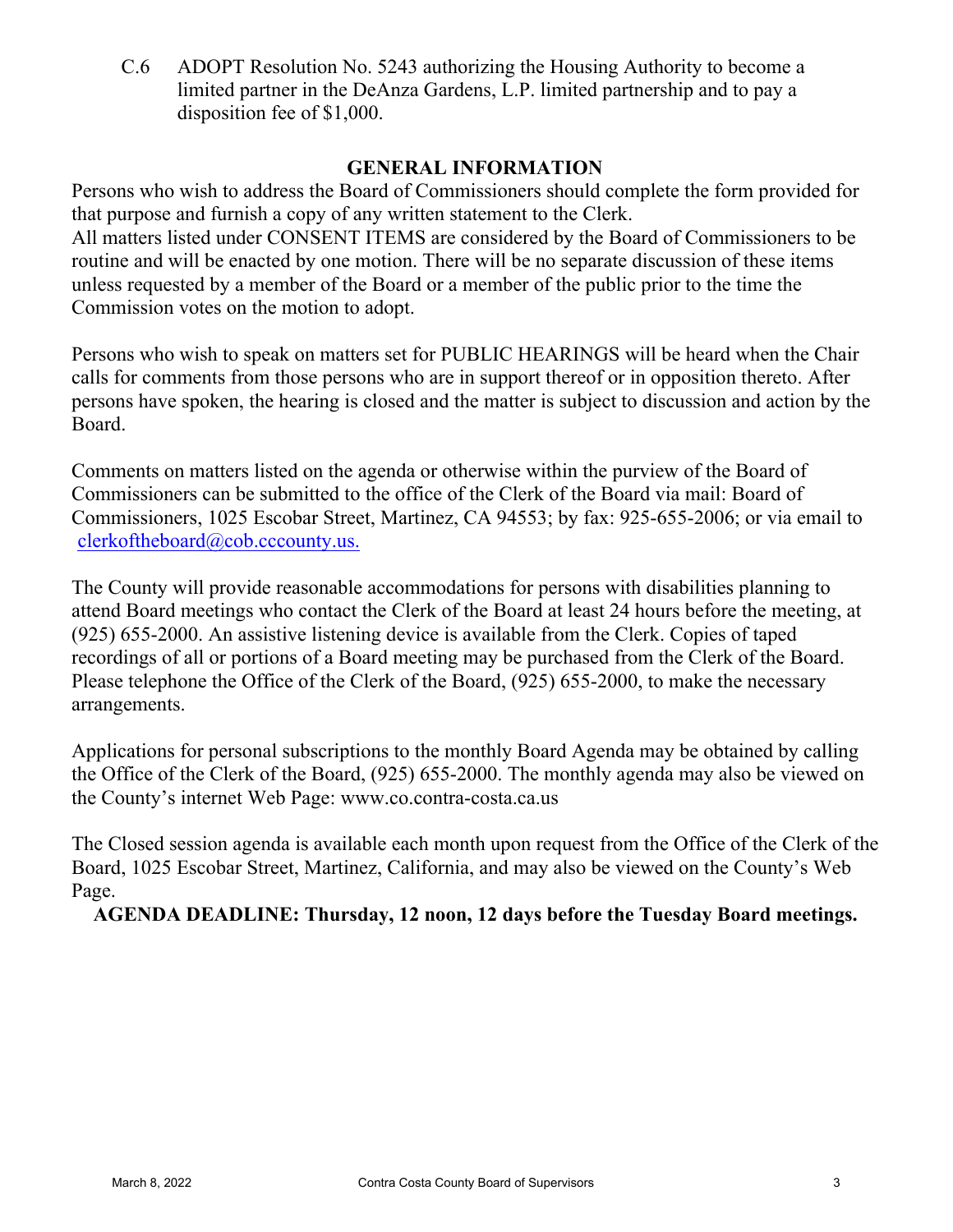C.6 ADOPT Resolution No. 5243 authorizing the Housing Authority to become a limited partner in the DeAnza Gardens, L.P. limited partnership and to pay a disposition fee of $1,000.

## GENERAL INFORMATION

Persons who wish to address the Board of Commissioners should complete the form provided for that purpose and furnish a copy of any written statement to the Clerk.
All matters listed under CONSENT ITEMS are considered by the Board of Commissioners to be routine and will be enacted by one motion. There will be no separate discussion of these items unless requested by a member of the Board or a member of the public prior to the time the Commission votes on the motion to adopt.

Persons who wish to speak on matters set for PUBLIC HEARINGS will be heard when the Chair calls for comments from those persons who are in support thereof or in opposition thereto. After persons have spoken, the hearing is closed and the matter is subject to discussion and action by the Board.

Comments on matters listed on the agenda or otherwise within the purview of the Board of Commissioners can be submitted to the office of the Clerk of the Board via mail: Board of Commissioners, 1025 Escobar Street, Martinez, CA 94553; by fax: 925-655-2006; or via email to clerkoftheboard@cob.cccounty.us.

The County will provide reasonable accommodations for persons with disabilities planning to attend Board meetings who contact the Clerk of the Board at least 24 hours before the meeting, at (925) 655-2000. An assistive listening device is available from the Clerk. Copies of taped recordings of all or portions of a Board meeting may be purchased from the Clerk of the Board. Please telephone the Office of the Clerk of the Board, (925) 655-2000, to make the necessary arrangements.

Applications for personal subscriptions to the monthly Board Agenda may be obtained by calling the Office of the Clerk of the Board, (925) 655-2000. The monthly agenda may also be viewed on the County's internet Web Page: www.co.contra-costa.ca.us

The Closed session agenda is available each month upon request from the Office of the Clerk of the Board, 1025 Escobar Street, Martinez, California, and may also be viewed on the County's Web Page.

**AGENDA DEADLINE: Thursday, 12 noon, 12 days before the Tuesday Board meetings.**